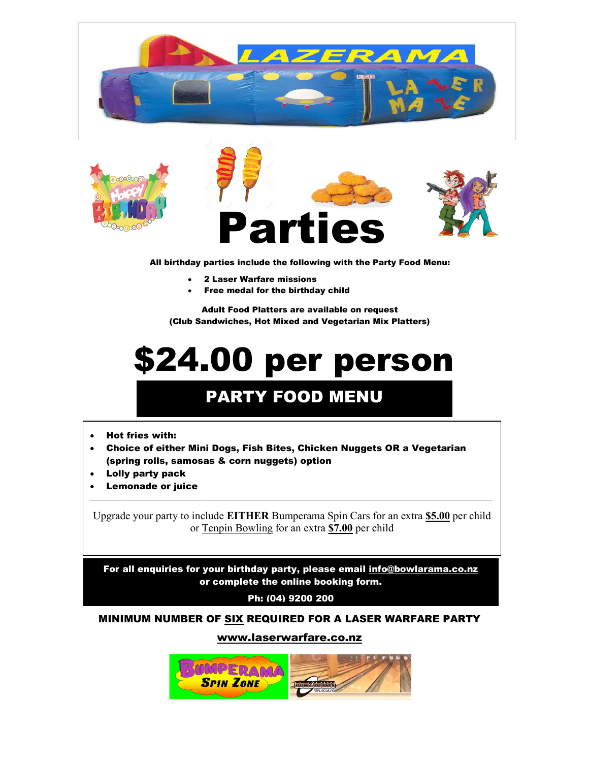# Parties

**All birthday parties include the following with the Party Food Menu:**

- **2 Laser Warfare missions**
- **Free medal for the birthday child**

**Adult Food Platters are available on request**
**(Club Sandwiches, Hot Mixed and Vegetarian Mix Platters)**

# $24.00 per person

## PARTY FOOD MENU

- **Hot fries with:**
- **Choice of either Mini Dogs, Fish Bites, Chicken Nuggets OR a Vegetarian (spring rolls, samosas & corn nuggets) option**
- **Lolly party pack**
- **Lemonade or juice**

---

Upgrade your party to include **EITHER** Bumperama Spin Cars for an extra **$5.00** per child or Tenpin Bowling for an extra **$7.00** per child

**For all enquiries for your birthday party, please email info@bowlarama.co.nz or complete the online booking form.**

**Ph: (04) 9200 200**

**MINIMUM NUMBER OF SIX REQUIRED FOR A LASER WARFARE PARTY**

**www.laserwarfare.co.nz**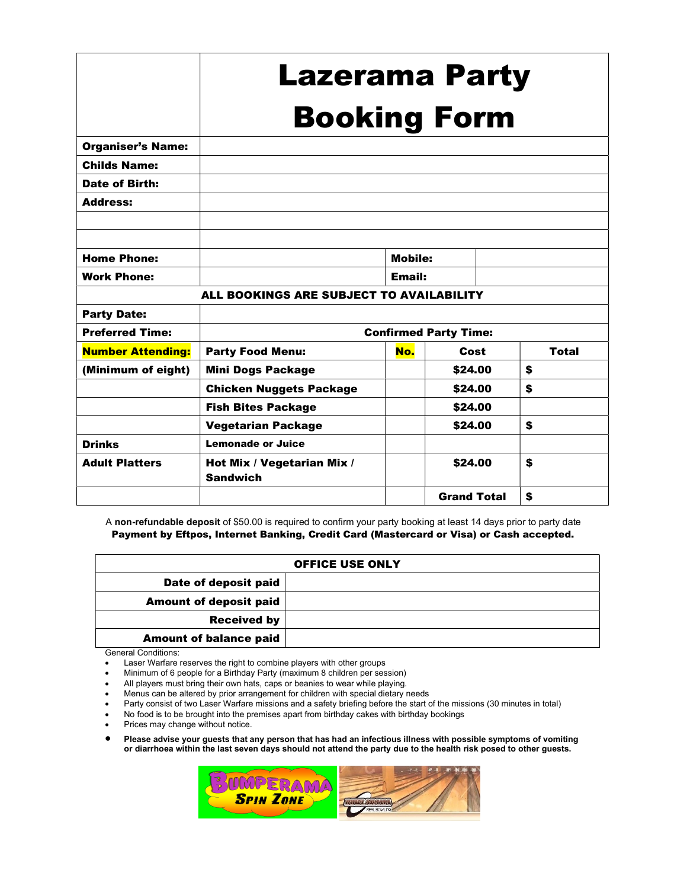# Lazerama Party Booking Form

| | | | | |
|---|---|---|---|---|
| **Organiser's Name:** | | | | |
| **Childs Name:** | | | | |
| **Date of Birth:** | | | | |
| **Address:** | | | | |
| | | | | |
| | | | | |
| **Home Phone:** | | **Mobile:** | | |
| **Work Phone:** | | **Email:** | | |
| **ALL BOOKINGS ARE SUBJECT TO AVAILABILITY** | | | | |
| **Party Date:** | | | | |
| **Preferred Time:** | **Confirmed Party Time:** | | | |
| **Number Attending:** | **Party Food Menu:** | **No.** | **Cost** | **Total** |
| **(Minimum of eight)** | **Mini Dogs Package** | | **$24.00** | **$** |
| | **Chicken Nuggets Package** | | **$24.00** | **$** |
| | **Fish Bites Package** | | **$24.00** | |
| | **Vegetarian Package** | | **$24.00** | **$** |
| **Drinks** | **Lemonade or Juice** | | | |
| **Adult Platters** | **Hot Mix / Vegetarian Mix / Sandwich** | | **$24.00** | **$** |
| | | | **Grand Total** | **$** |

A **non-refundable deposit** of $50.00 is required to confirm your party booking at least 14 days prior to party date
**Payment by Eftpos, Internet Banking, Credit Card (Mastercard or Visa) or Cash accepted.**

| OFFICE USE ONLY | |
|---|---|
| **Date of deposit paid** | |
| **Amount of deposit paid** | |
| **Received by** | |
| **Amount of balance paid** | |

General Conditions:

- Laser Warfare reserves the right to combine players with other groups
- Minimum of 6 people for a Birthday Party (maximum 8 children per session)
- All players must bring their own hats, caps or beanies to wear while playing.
- Menus can be altered by prior arrangement for children with special dietary needs
- Party consist of two Laser Warfare missions and a safety briefing before the start of the missions (30 minutes in total)
- No food is to be brought into the premises apart from birthday cakes with birthday bookings
- Prices may change without notice.
- **Please advise your guests that any person that has had an infectious illness with possible symptoms of vomiting or diarrhoea within the last seven days should not attend the party due to the health risk posed to other guests.**

BUMPERAMA SPIN ZONE